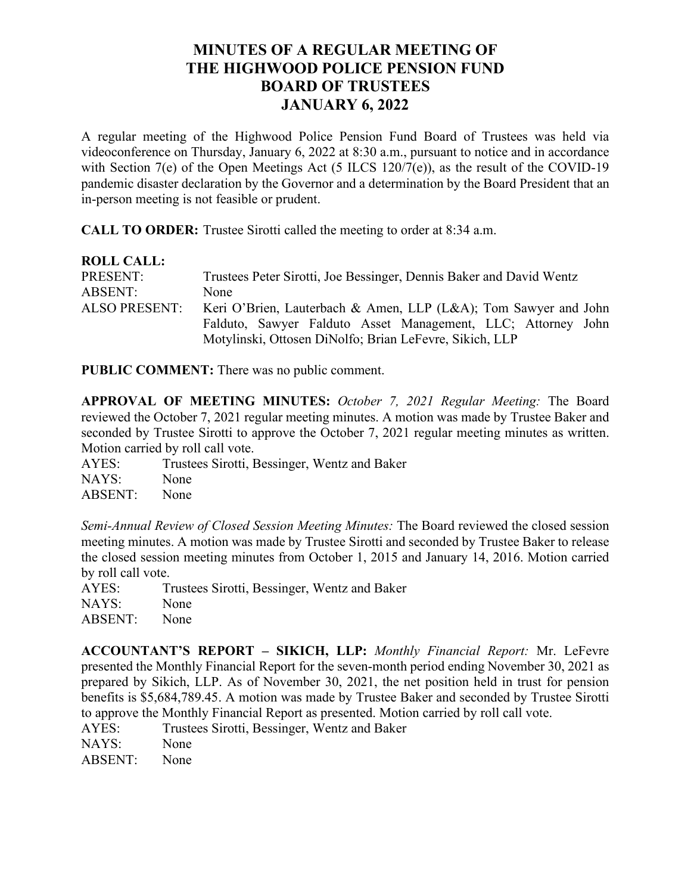# MINUTES OF A REGULAR MEETING OF THE HIGHWOOD POLICE PENSION FUND BOARD OF TRUSTEES JANUARY 6, 2022

A regular meeting of the Highwood Police Pension Fund Board of Trustees was held via videoconference on Thursday, January 6, 2022 at 8:30 a.m., pursuant to notice and in accordance with Section 7(e) of the Open Meetings Act (5 ILCS 120/7(e)), as the result of the COVID-19 pandemic disaster declaration by the Governor and a determination by the Board President that an in-person meeting is not feasible or prudent.

**CALL TO ORDER:** Trustee Sirotti called the meeting to order at 8:34 a.m.

**ROLL CALL:**

PRESENT: Trustees Peter Sirotti, Joe Bessinger, Dennis Baker and David Wentz
ABSENT: None
ALSO PRESENT: Keri O'Brien, Lauterbach & Amen, LLP (L&A); Tom Sawyer and John Falduto, Sawyer Falduto Asset Management, LLC; Attorney John Motylinski, Ottosen DiNolfo; Brian LeFevre, Sikich, LLP

**PUBLIC COMMENT:** There was no public comment.

**APPROVAL OF MEETING MINUTES:** *October 7, 2021 Regular Meeting:* The Board reviewed the October 7, 2021 regular meeting minutes. A motion was made by Trustee Baker and seconded by Trustee Sirotti to approve the October 7, 2021 regular meeting minutes as written. Motion carried by roll call vote.

AYES: Trustees Sirotti, Bessinger, Wentz and Baker
NAYS: None
ABSENT: None

*Semi-Annual Review of Closed Session Meeting Minutes:* The Board reviewed the closed session meeting minutes. A motion was made by Trustee Sirotti and seconded by Trustee Baker to release the closed session meeting minutes from October 1, 2015 and January 14, 2016. Motion carried by roll call vote.

AYES: Trustees Sirotti, Bessinger, Wentz and Baker
NAYS: None
ABSENT: None

**ACCOUNTANT'S REPORT – SIKICH, LLP:** *Monthly Financial Report:* Mr. LeFevre presented the Monthly Financial Report for the seven-month period ending November 30, 2021 as prepared by Sikich, LLP. As of November 30, 2021, the net position held in trust for pension benefits is $5,684,789.45. A motion was made by Trustee Baker and seconded by Trustee Sirotti to approve the Monthly Financial Report as presented. Motion carried by roll call vote.

AYES: Trustees Sirotti, Bessinger, Wentz and Baker
NAYS: None
ABSENT: None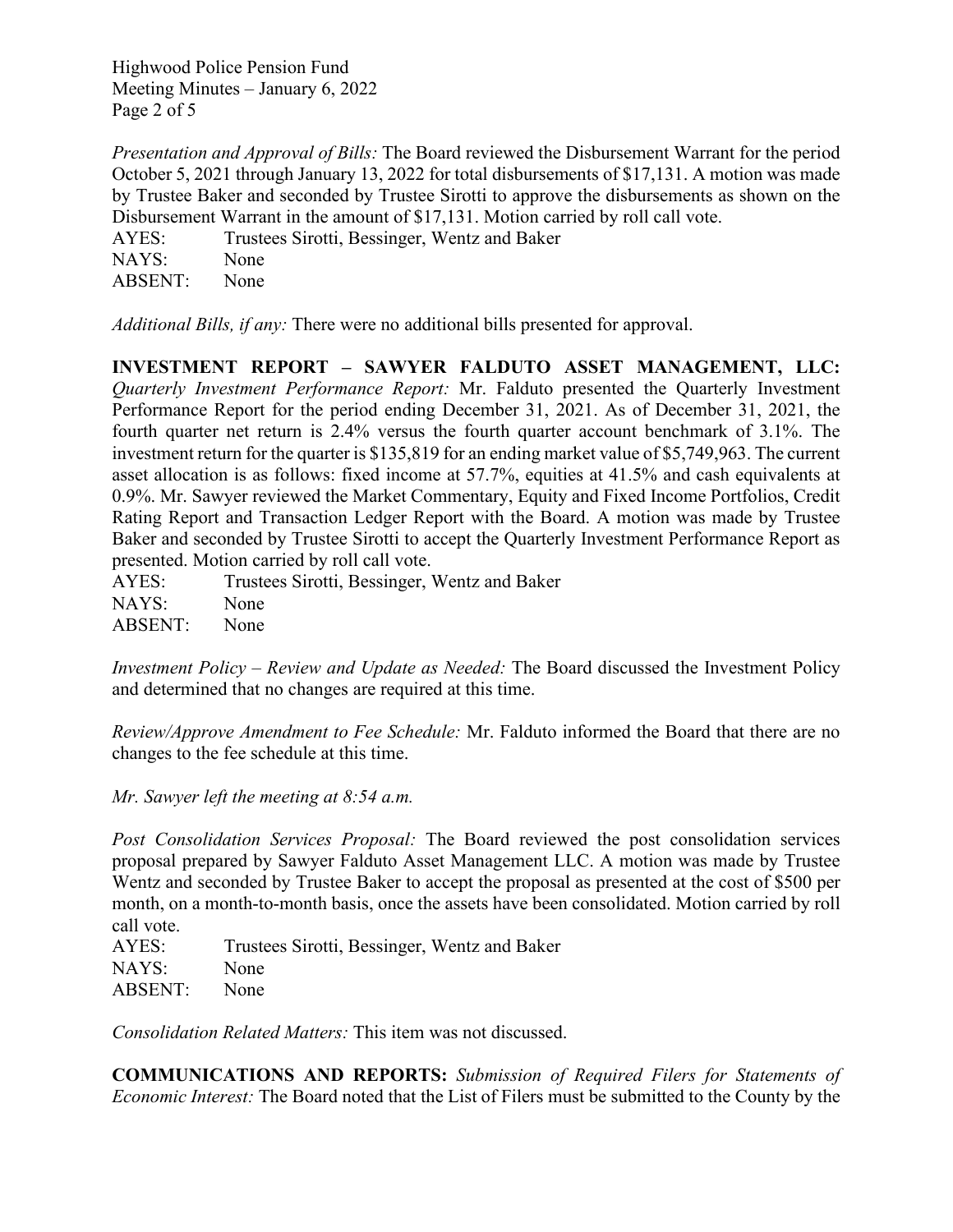*Presentation and Approval of Bills:* The Board reviewed the Disbursement Warrant for the period October 5, 2021 through January 13, 2022 for total disbursements of $17,131. A motion was made by Trustee Baker and seconded by Trustee Sirotti to approve the disbursements as shown on the Disbursement Warrant in the amount of $17,131. Motion carried by roll call vote.

AYES: Trustees Sirotti, Bessinger, Wentz and Baker
NAYS: None
ABSENT: None

*Additional Bills, if any:* There were no additional bills presented for approval.

**INVESTMENT REPORT – SAWYER FALDUTO ASSET MANAGEMENT, LLC:** *Quarterly Investment Performance Report:* Mr. Falduto presented the Quarterly Investment Performance Report for the period ending December 31, 2021. As of December 31, 2021, the fourth quarter net return is 2.4% versus the fourth quarter account benchmark of 3.1%. The investment return for the quarter is $135,819 for an ending market value of $5,749,963. The current asset allocation is as follows: fixed income at 57.7%, equities at 41.5% and cash equivalents at 0.9%. Mr. Sawyer reviewed the Market Commentary, Equity and Fixed Income Portfolios, Credit Rating Report and Transaction Ledger Report with the Board. A motion was made by Trustee Baker and seconded by Trustee Sirotti to accept the Quarterly Investment Performance Report as presented. Motion carried by roll call vote.

AYES: Trustees Sirotti, Bessinger, Wentz and Baker
NAYS: None
ABSENT: None

*Investment Policy – Review and Update as Needed:* The Board discussed the Investment Policy and determined that no changes are required at this time.

*Review/Approve Amendment to Fee Schedule:* Mr. Falduto informed the Board that there are no changes to the fee schedule at this time.

*Mr. Sawyer left the meeting at 8:54 a.m.*

*Post Consolidation Services Proposal:* The Board reviewed the post consolidation services proposal prepared by Sawyer Falduto Asset Management LLC. A motion was made by Trustee Wentz and seconded by Trustee Baker to accept the proposal as presented at the cost of $500 per month, on a month-to-month basis, once the assets have been consolidated. Motion carried by roll call vote.

AYES: Trustees Sirotti, Bessinger, Wentz and Baker
NAYS: None
ABSENT: None

*Consolidation Related Matters:* This item was not discussed.

**COMMUNICATIONS AND REPORTS:** *Submission of Required Filers for Statements of Economic Interest:* The Board noted that the List of Filers must be submitted to the County by the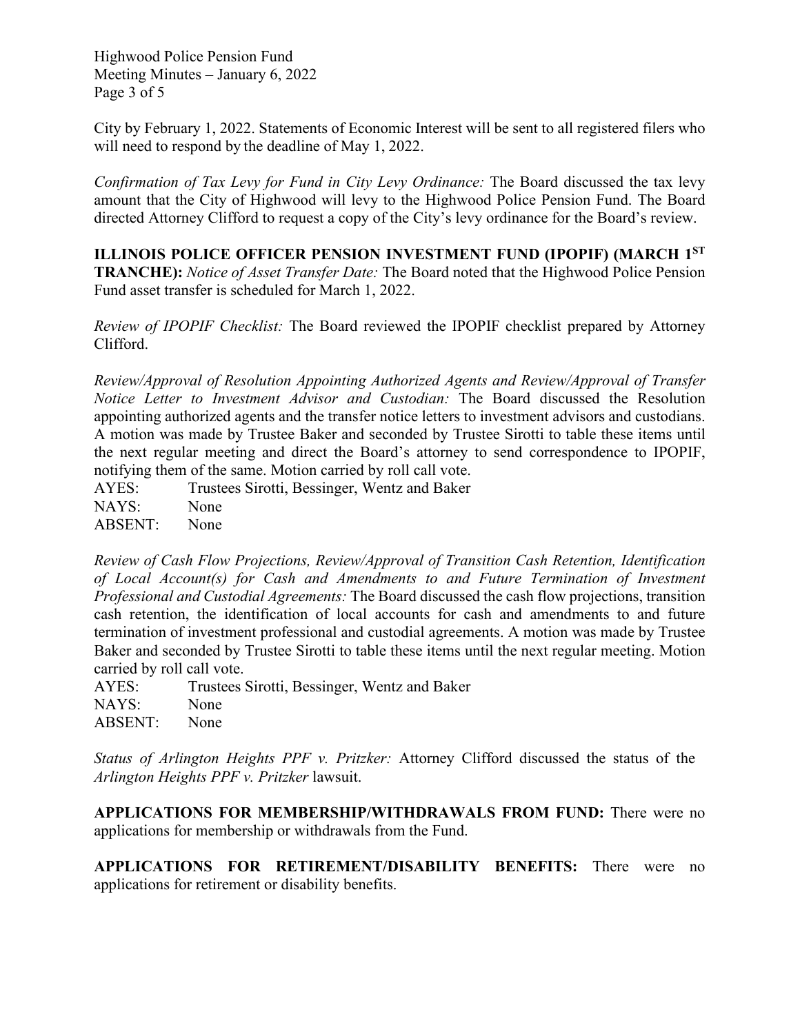City by February 1, 2022. Statements of Economic Interest will be sent to all registered filers who will need to respond by the deadline of May 1, 2022.

*Confirmation of Tax Levy for Fund in City Levy Ordinance:* The Board discussed the tax levy amount that the City of Highwood will levy to the Highwood Police Pension Fund. The Board directed Attorney Clifford to request a copy of the City's levy ordinance for the Board's review.

**ILLINOIS POLICE OFFICER PENSION INVESTMENT FUND (IPOPIF) (MARCH 1ST TRANCHE):** *Notice of Asset Transfer Date:* The Board noted that the Highwood Police Pension Fund asset transfer is scheduled for March 1, 2022.

*Review of IPOPIF Checklist:* The Board reviewed the IPOPIF checklist prepared by Attorney Clifford.

*Review/Approval of Resolution Appointing Authorized Agents and Review/Approval of Transfer Notice Letter to Investment Advisor and Custodian:* The Board discussed the Resolution appointing authorized agents and the transfer notice letters to investment advisors and custodians. A motion was made by Trustee Baker and seconded by Trustee Sirotti to table these items until the next regular meeting and direct the Board's attorney to send correspondence to IPOPIF, notifying them of the same. Motion carried by roll call vote.

AYES: Trustees Sirotti, Bessinger, Wentz and Baker
NAYS: None
ABSENT: None

*Review of Cash Flow Projections, Review/Approval of Transition Cash Retention, Identification of Local Account(s) for Cash and Amendments to and Future Termination of Investment Professional and Custodial Agreements:* The Board discussed the cash flow projections, transition cash retention, the identification of local accounts for cash and amendments to and future termination of investment professional and custodial agreements. A motion was made by Trustee Baker and seconded by Trustee Sirotti to table these items until the next regular meeting. Motion carried by roll call vote.

AYES: Trustees Sirotti, Bessinger, Wentz and Baker
NAYS: None
ABSENT: None

*Status of Arlington Heights PPF v. Pritzker:* Attorney Clifford discussed the status of the *Arlington Heights PPF v. Pritzker* lawsuit.

**APPLICATIONS FOR MEMBERSHIP/WITHDRAWALS FROM FUND:** There were no applications for membership or withdrawals from the Fund.

**APPLICATIONS FOR RETIREMENT/DISABILITY BENEFITS:** There were no applications for retirement or disability benefits.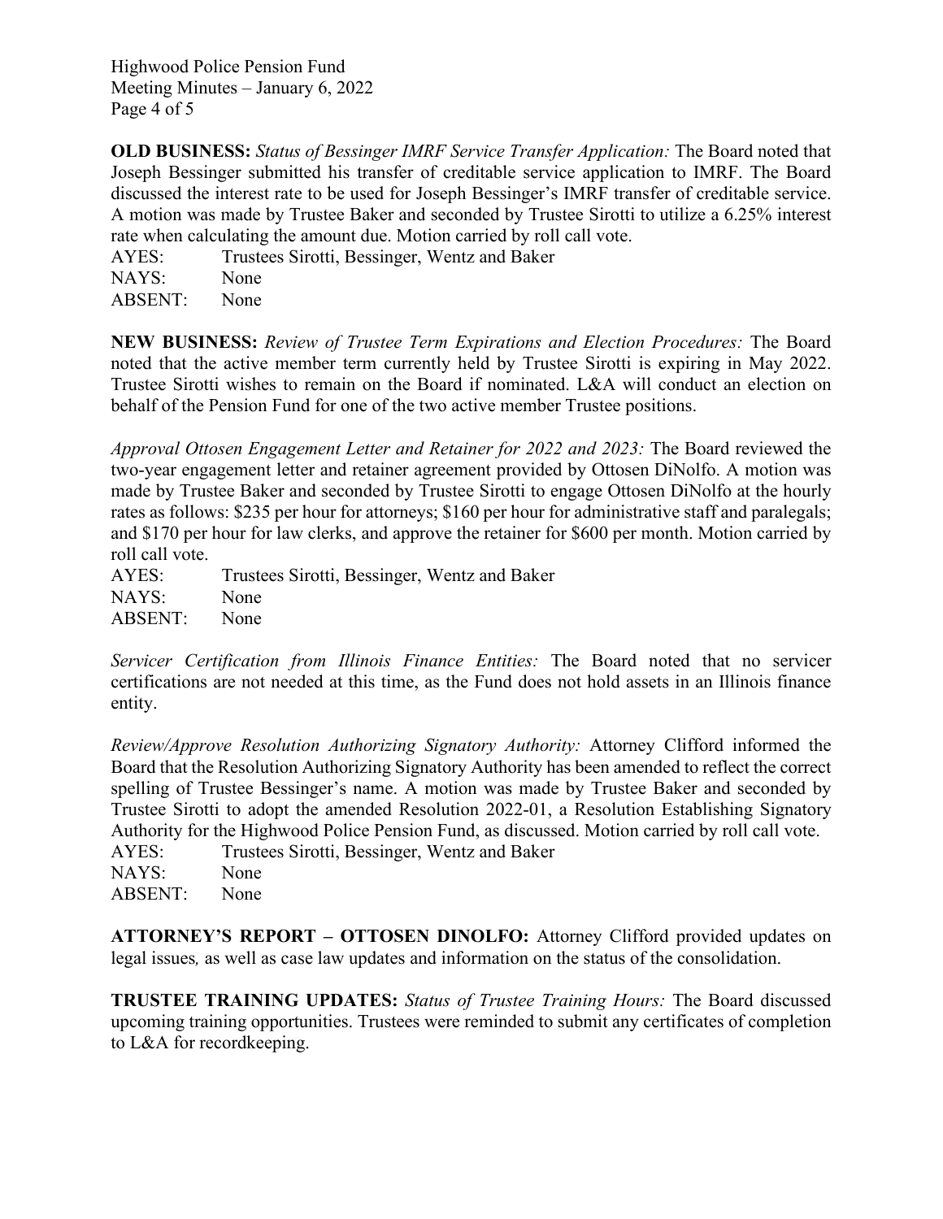**OLD BUSINESS:** *Status of Bessinger IMRF Service Transfer Application:* The Board noted that Joseph Bessinger submitted his transfer of creditable service application to IMRF. The Board discussed the interest rate to be used for Joseph Bessinger's IMRF transfer of creditable service. A motion was made by Trustee Baker and seconded by Trustee Sirotti to utilize a 6.25% interest rate when calculating the amount due. Motion carried by roll call vote.

AYES: Trustees Sirotti, Bessinger, Wentz and Baker
NAYS: None
ABSENT: None

**NEW BUSINESS:** *Review of Trustee Term Expirations and Election Procedures:* The Board noted that the active member term currently held by Trustee Sirotti is expiring in May 2022. Trustee Sirotti wishes to remain on the Board if nominated. L&A will conduct an election on behalf of the Pension Fund for one of the two active member Trustee positions.

*Approval Ottosen Engagement Letter and Retainer for 2022 and 2023:* The Board reviewed the two-year engagement letter and retainer agreement provided by Ottosen DiNolfo. A motion was made by Trustee Baker and seconded by Trustee Sirotti to engage Ottosen DiNolfo at the hourly rates as follows: $235 per hour for attorneys; $160 per hour for administrative staff and paralegals; and $170 per hour for law clerks, and approve the retainer for $600 per month. Motion carried by roll call vote.

AYES: Trustees Sirotti, Bessinger, Wentz and Baker
NAYS: None
ABSENT: None

*Servicer Certification from Illinois Finance Entities:* The Board noted that no servicer certifications are not needed at this time, as the Fund does not hold assets in an Illinois finance entity.

*Review/Approve Resolution Authorizing Signatory Authority:* Attorney Clifford informed the Board that the Resolution Authorizing Signatory Authority has been amended to reflect the correct spelling of Trustee Bessinger's name. A motion was made by Trustee Baker and seconded by Trustee Sirotti to adopt the amended Resolution 2022-01, a Resolution Establishing Signatory Authority for the Highwood Police Pension Fund, as discussed. Motion carried by roll call vote.

AYES: Trustees Sirotti, Bessinger, Wentz and Baker
NAYS: None
ABSENT: None

**ATTORNEY'S REPORT – OTTOSEN DINOLFO:** Attorney Clifford provided updates on legal issues*,* as well as case law updates and information on the status of the consolidation.

**TRUSTEE TRAINING UPDATES:** *Status of Trustee Training Hours:* The Board discussed upcoming training opportunities. Trustees were reminded to submit any certificates of completion to L&A for recordkeeping.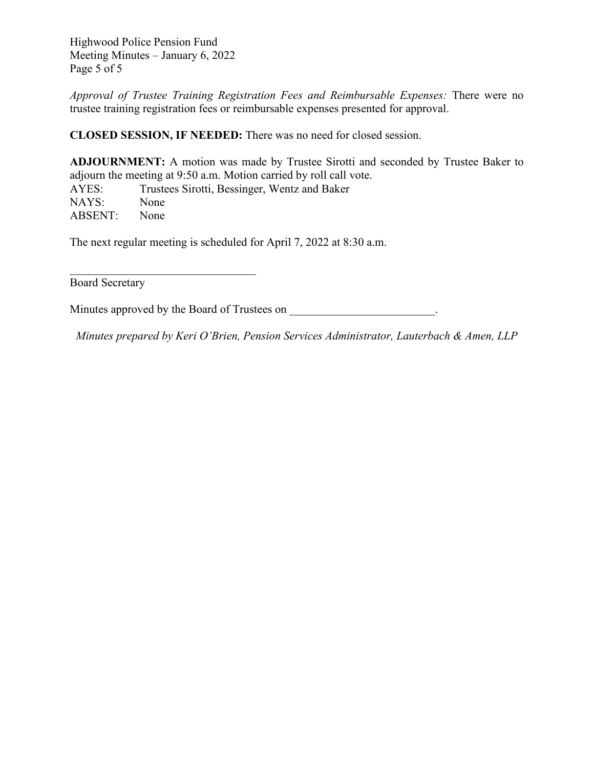*Approval of Trustee Training Registration Fees and Reimbursable Expenses:* There were no trustee training registration fees or reimbursable expenses presented for approval.

**CLOSED SESSION, IF NEEDED:** There was no need for closed session.

**ADJOURNMENT:** A motion was made by Trustee Sirotti and seconded by Trustee Baker to adjourn the meeting at 9:50 a.m. Motion carried by roll call vote.

AYES: Trustees Sirotti, Bessinger, Wentz and Baker
NAYS: None
ABSENT: None

The next regular meeting is scheduled for April 7, 2022 at 8:30 a.m.

________________________________
Board Secretary

Minutes approved by the Board of Trustees on _________________________.

*Minutes prepared by Keri O'Brien, Pension Services Administrator, Lauterbach & Amen, LLP*